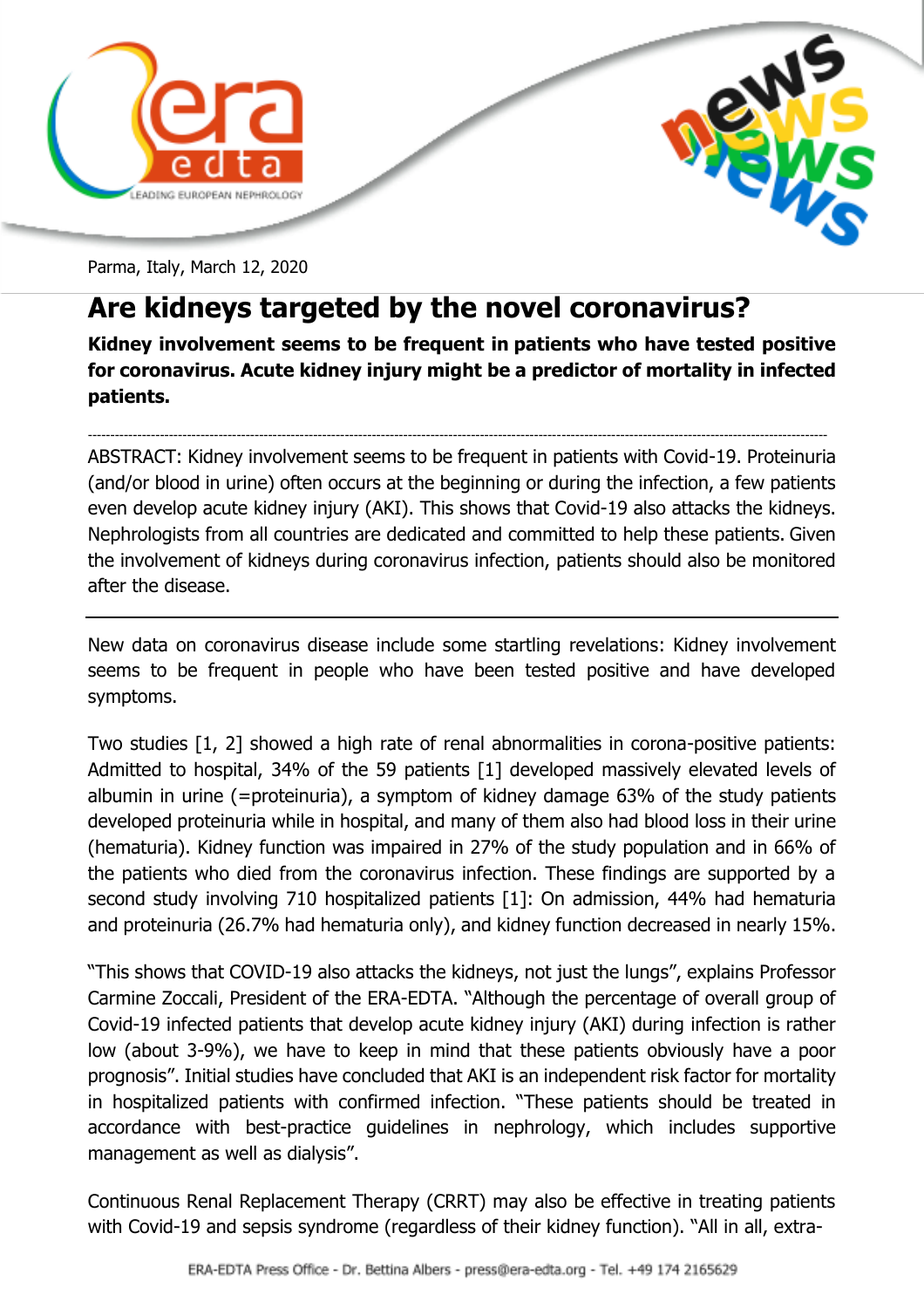Parma, Italy, March 12, 2020

# Are kidneys targeted by the novel coronavirus?

**Kidney involvement seems to be frequent in patients who have tested positive for coronavirus. Acute kidney injury might be a predictor of mortality in infected patients.**

---

ABSTRACT: Kidney involvement seems to be frequent in patients with Covid-19. Proteinuria (and/or blood in urine) often occurs at the beginning or during the infection, a few patients even develop acute kidney injury (AKI). This shows that Covid-19 also attacks the kidneys. Nephrologists from all countries are dedicated and committed to help these patients. Given the involvement of kidneys during coronavirus infection, patients should also be monitored after the disease.

---

New data on coronavirus disease include some startling revelations: Kidney involvement seems to be frequent in people who have been tested positive and have developed symptoms.

Two studies [1, 2] showed a high rate of renal abnormalities in corona-positive patients: Admitted to hospital, 34% of the 59 patients [1] developed massively elevated levels of albumin in urine (=proteinuria), a symptom of kidney damage 63% of the study patients developed proteinuria while in hospital, and many of them also had blood loss in their urine (hematuria). Kidney function was impaired in 27% of the study population and in 66% of the patients who died from the coronavirus infection. These findings are supported by a second study involving 710 hospitalized patients [1]: On admission, 44% had hematuria and proteinuria (26.7% had hematuria only), and kidney function decreased in nearly 15%.

"This shows that COVID-19 also attacks the kidneys, not just the lungs", explains Professor Carmine Zoccali, President of the ERA-EDTA. "Although the percentage of overall group of Covid-19 infected patients that develop acute kidney injury (AKI) during infection is rather low (about 3-9%), we have to keep in mind that these patients obviously have a poor prognosis". Initial studies have concluded that AKI is an independent risk factor for mortality in hospitalized patients with confirmed infection. "These patients should be treated in accordance with best-practice guidelines in nephrology, which includes supportive management as well as dialysis".

Continuous Renal Replacement Therapy (CRRT) may also be effective in treating patients with Covid-19 and sepsis syndrome (regardless of their kidney function). "All in all, extra-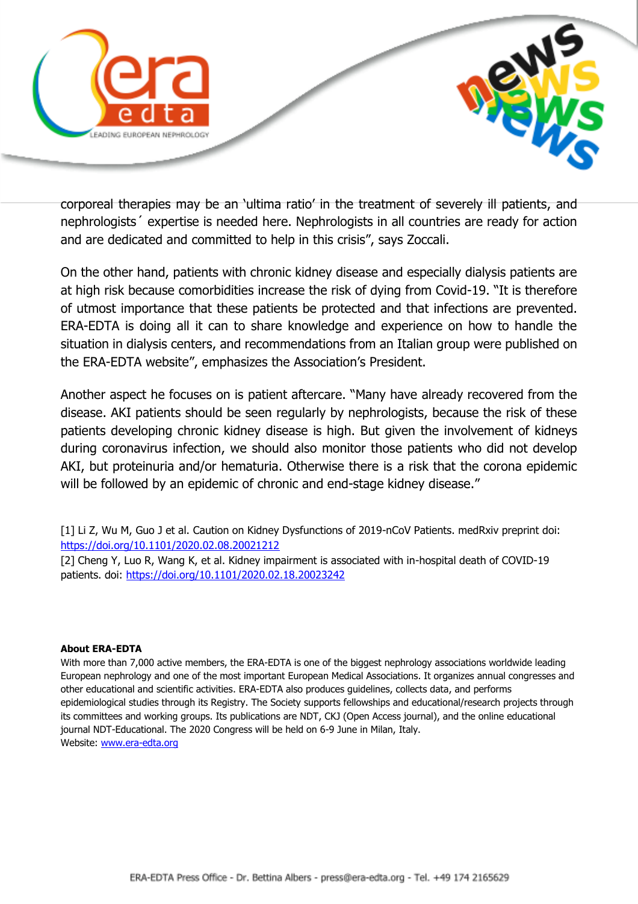corporeal therapies may be an 'ultima ratio' in the treatment of severely ill patients, and nephrologists´ expertise is needed here. Nephrologists in all countries are ready for action and are dedicated and committed to help in this crisis", says Zoccali.

On the other hand, patients with chronic kidney disease and especially dialysis patients are at high risk because comorbidities increase the risk of dying from Covid-19. "It is therefore of utmost importance that these patients be protected and that infections are prevented. ERA-EDTA is doing all it can to share knowledge and experience on how to handle the situation in dialysis centers, and recommendations from an Italian group were published on the ERA-EDTA website", emphasizes the Association's President.

Another aspect he focuses on is patient aftercare. "Many have already recovered from the disease. AKI patients should be seen regularly by nephrologists, because the risk of these patients developing chronic kidney disease is high. But given the involvement of kidneys during coronavirus infection, we should also monitor those patients who did not develop AKI, but proteinuria and/or hematuria. Otherwise there is a risk that the corona epidemic will be followed by an epidemic of chronic and end-stage kidney disease."

[1] Li Z, Wu M, Guo J et al. Caution on Kidney Dysfunctions of 2019-nCoV Patients. medRxiv preprint doi: https://doi.org/10.1101/2020.02.08.20021212
[2] Cheng Y, Luo R, Wang K, et al. Kidney impairment is associated with in-hospital death of COVID-19 patients. doi: https://doi.org/10.1101/2020.02.18.20023242

**About ERA-EDTA**
With more than 7,000 active members, the ERA-EDTA is one of the biggest nephrology associations worldwide leading European nephrology and one of the most important European Medical Associations. It organizes annual congresses and other educational and scientific activities. ERA-EDTA also produces guidelines, collects data, and performs epidemiological studies through its Registry. The Society supports fellowships and educational/research projects through its committees and working groups. Its publications are NDT, CKJ (Open Access journal), and the online educational journal NDT-Educational. The 2020 Congress will be held on 6-9 June in Milan, Italy.
Website: www.era-edta.org